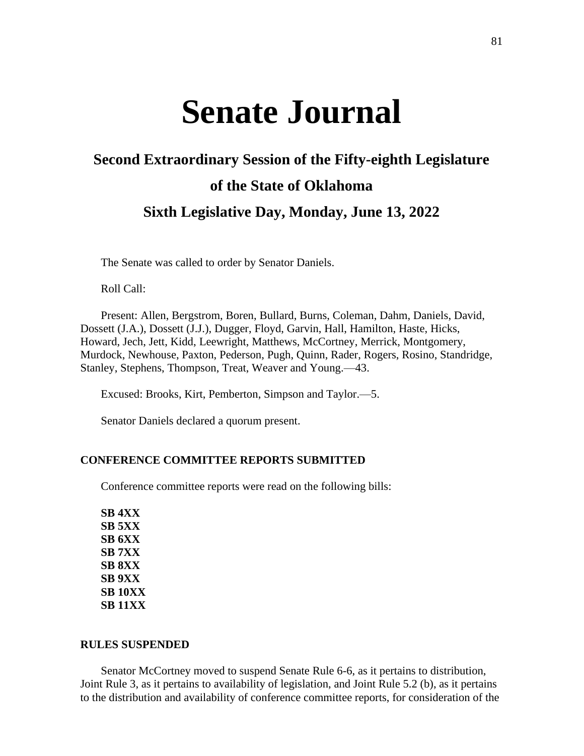# Senate Journal

## Second Extraordinary Session of the Fifty-eighth Legislature

## of the State of Oklahoma

## Sixth Legislative Day, Monday, June 13, 2022

The Senate was called to order by Senator Daniels.

Roll Call:

Present: Allen, Bergstrom, Boren, Bullard, Burns, Coleman, Dahm, Daniels, David, Dossett (J.A.), Dossett (J.J.), Dugger, Floyd, Garvin, Hall, Hamilton, Haste, Hicks, Howard, Jech, Jett, Kidd, Leewright, Matthews, McCortney, Merrick, Montgomery, Murdock, Newhouse, Paxton, Pederson, Pugh, Quinn, Rader, Rogers, Rosino, Standridge, Stanley, Stephens, Thompson, Treat, Weaver and Young.—43.

Excused: Brooks, Kirt, Pemberton, Simpson and Taylor.—5.

Senator Daniels declared a quorum present.

### CONFERENCE COMMITTEE REPORTS SUBMITTED

Conference committee reports were read on the following bills:

**SB 4XX**
**SB 5XX**
**SB 6XX**
**SB 7XX**
**SB 8XX**
**SB 9XX**
**SB 10XX**
**SB 11XX**

### RULES SUSPENDED

Senator McCortney moved to suspend Senate Rule 6-6, as it pertains to distribution, Joint Rule 3, as it pertains to availability of legislation, and Joint Rule 5.2 (b), as it pertains to the distribution and availability of conference committee reports, for consideration of the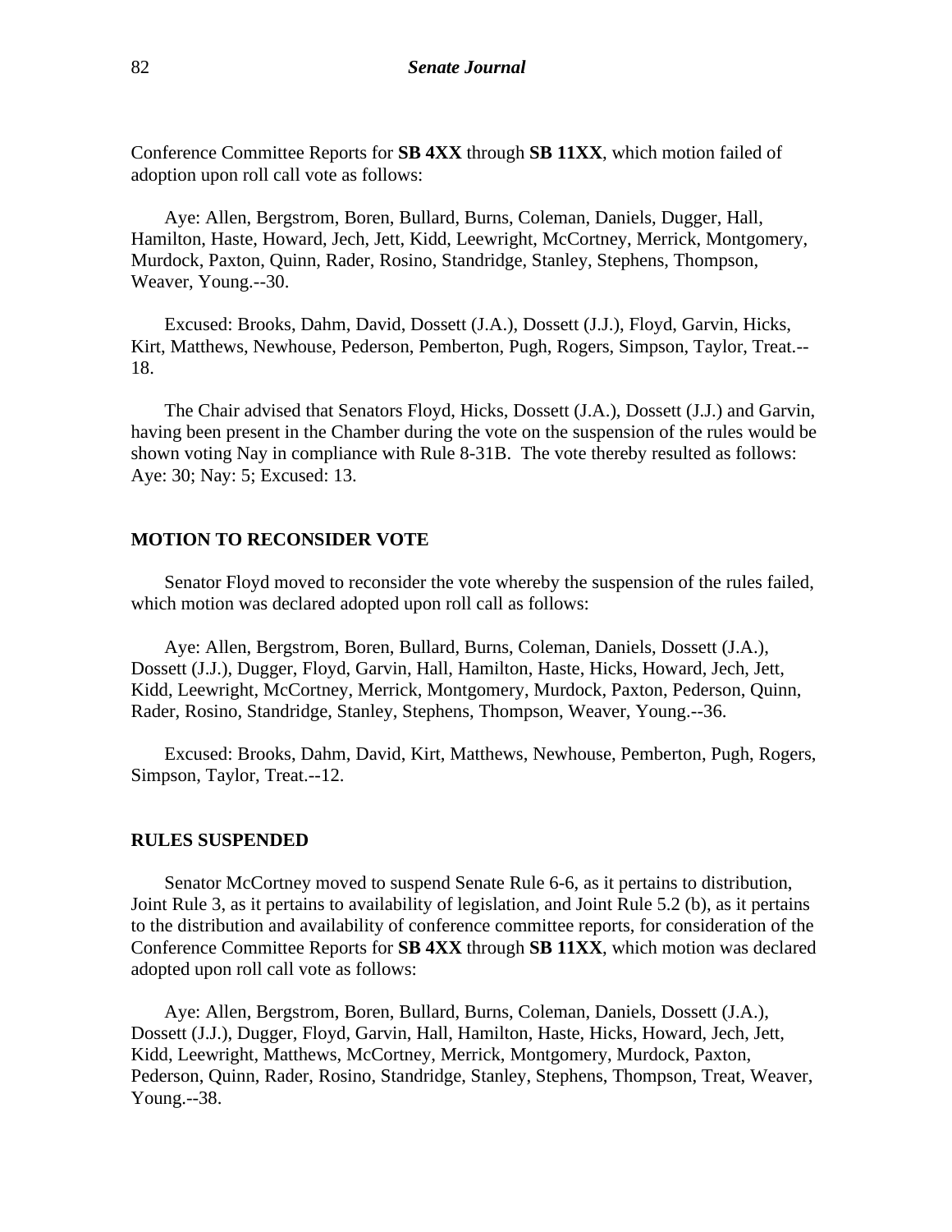Conference Committee Reports for **SB 4XX** through **SB 11XX**, which motion failed of adoption upon roll call vote as follows:

Aye: Allen, Bergstrom, Boren, Bullard, Burns, Coleman, Daniels, Dugger, Hall, Hamilton, Haste, Howard, Jech, Jett, Kidd, Leewright, McCortney, Merrick, Montgomery, Murdock, Paxton, Quinn, Rader, Rosino, Standridge, Stanley, Stephens, Thompson, Weaver, Young.--30.

Excused: Brooks, Dahm, David, Dossett (J.A.), Dossett (J.J.), Floyd, Garvin, Hicks, Kirt, Matthews, Newhouse, Pederson, Pemberton, Pugh, Rogers, Simpson, Taylor, Treat.--18.

The Chair advised that Senators Floyd, Hicks, Dossett (J.A.), Dossett (J.J.) and Garvin, having been present in the Chamber during the vote on the suspension of the rules would be shown voting Nay in compliance with Rule 8-31B. The vote thereby resulted as follows: Aye: 30; Nay: 5; Excused: 13.

**MOTION TO RECONSIDER VOTE**

Senator Floyd moved to reconsider the vote whereby the suspension of the rules failed, which motion was declared adopted upon roll call as follows:

Aye: Allen, Bergstrom, Boren, Bullard, Burns, Coleman, Daniels, Dossett (J.A.), Dossett (J.J.), Dugger, Floyd, Garvin, Hall, Hamilton, Haste, Hicks, Howard, Jech, Jett, Kidd, Leewright, McCortney, Merrick, Montgomery, Murdock, Paxton, Pederson, Quinn, Rader, Rosino, Standridge, Stanley, Stephens, Thompson, Weaver, Young.--36.

Excused: Brooks, Dahm, David, Kirt, Matthews, Newhouse, Pemberton, Pugh, Rogers, Simpson, Taylor, Treat.--12.

**RULES SUSPENDED**

Senator McCortney moved to suspend Senate Rule 6-6, as it pertains to distribution, Joint Rule 3, as it pertains to availability of legislation, and Joint Rule 5.2 (b), as it pertains to the distribution and availability of conference committee reports, for consideration of the Conference Committee Reports for **SB 4XX** through **SB 11XX**, which motion was declared adopted upon roll call vote as follows:

Aye: Allen, Bergstrom, Boren, Bullard, Burns, Coleman, Daniels, Dossett (J.A.), Dossett (J.J.), Dugger, Floyd, Garvin, Hall, Hamilton, Haste, Hicks, Howard, Jech, Jett, Kidd, Leewright, Matthews, McCortney, Merrick, Montgomery, Murdock, Paxton, Pederson, Quinn, Rader, Rosino, Standridge, Stanley, Stephens, Thompson, Treat, Weaver, Young.--38.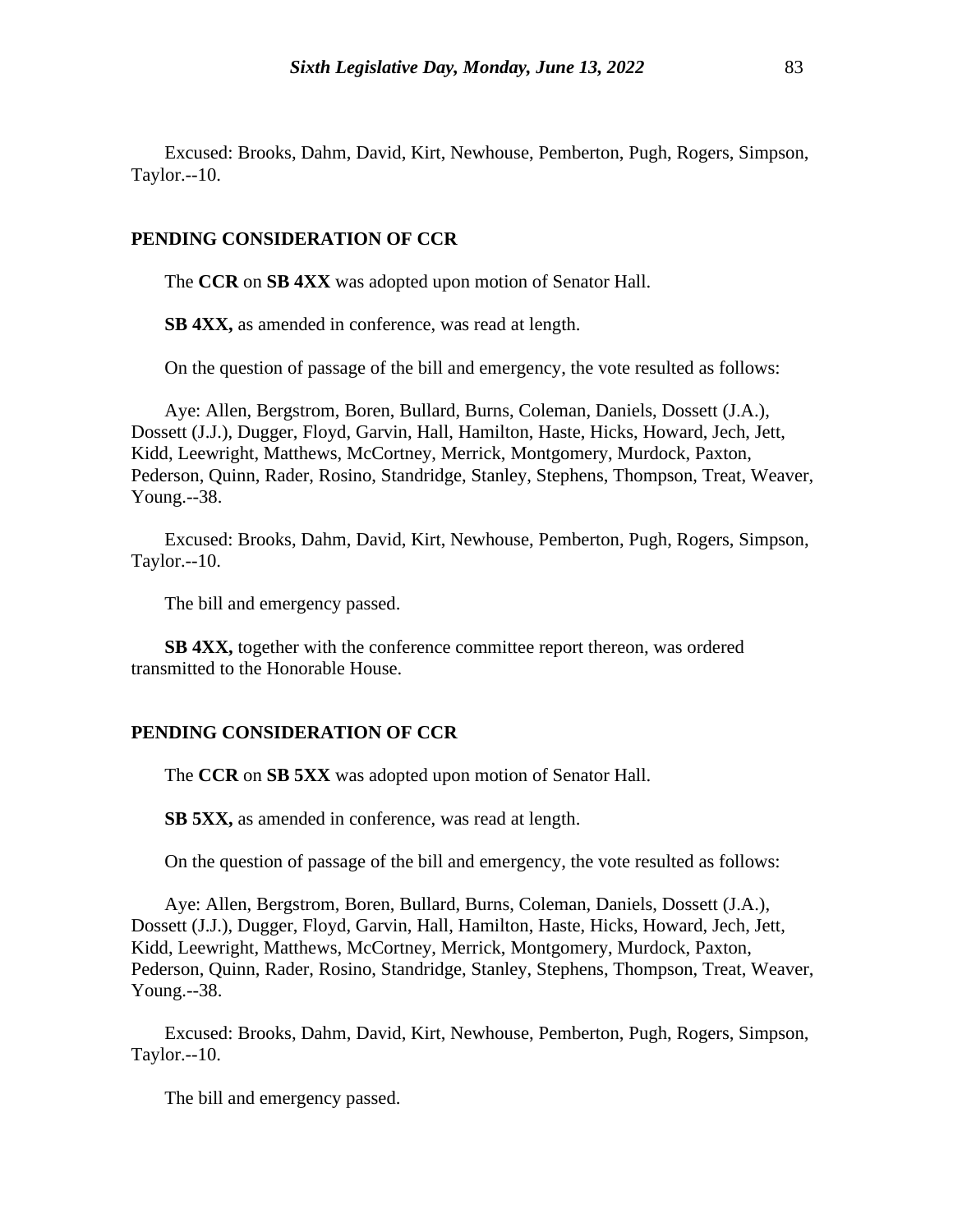Excused: Brooks, Dahm, David, Kirt, Newhouse, Pemberton, Pugh, Rogers, Simpson, Taylor.--10.

## PENDING CONSIDERATION OF CCR

The **CCR** on **SB 4XX** was adopted upon motion of Senator Hall.

**SB 4XX,** as amended in conference, was read at length.

On the question of passage of the bill and emergency, the vote resulted as follows:

Aye: Allen, Bergstrom, Boren, Bullard, Burns, Coleman, Daniels, Dossett (J.A.), Dossett (J.J.), Dugger, Floyd, Garvin, Hall, Hamilton, Haste, Hicks, Howard, Jech, Jett, Kidd, Leewright, Matthews, McCortney, Merrick, Montgomery, Murdock, Paxton, Pederson, Quinn, Rader, Rosino, Standridge, Stanley, Stephens, Thompson, Treat, Weaver, Young.--38.

Excused: Brooks, Dahm, David, Kirt, Newhouse, Pemberton, Pugh, Rogers, Simpson, Taylor.--10.

The bill and emergency passed.

**SB 4XX,** together with the conference committee report thereon, was ordered transmitted to the Honorable House.

## PENDING CONSIDERATION OF CCR

The **CCR** on **SB 5XX** was adopted upon motion of Senator Hall.

**SB 5XX,** as amended in conference, was read at length.

On the question of passage of the bill and emergency, the vote resulted as follows:

Aye: Allen, Bergstrom, Boren, Bullard, Burns, Coleman, Daniels, Dossett (J.A.), Dossett (J.J.), Dugger, Floyd, Garvin, Hall, Hamilton, Haste, Hicks, Howard, Jech, Jett, Kidd, Leewright, Matthews, McCortney, Merrick, Montgomery, Murdock, Paxton, Pederson, Quinn, Rader, Rosino, Standridge, Stanley, Stephens, Thompson, Treat, Weaver, Young.--38.

Excused: Brooks, Dahm, David, Kirt, Newhouse, Pemberton, Pugh, Rogers, Simpson, Taylor.--10.

The bill and emergency passed.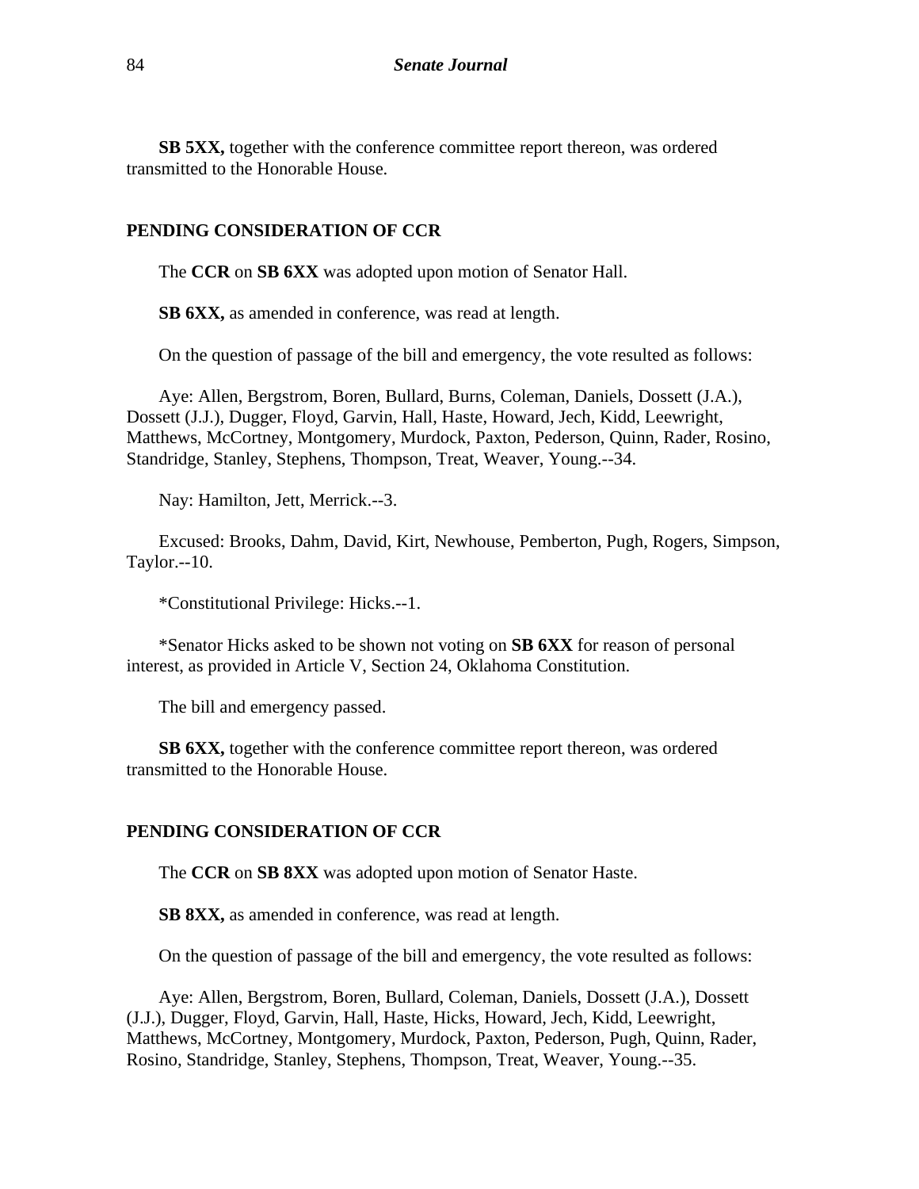**SB 5XX,** together with the conference committee report thereon, was ordered transmitted to the Honorable House.

## PENDING CONSIDERATION OF CCR

The **CCR** on **SB 6XX** was adopted upon motion of Senator Hall.

**SB 6XX,** as amended in conference, was read at length.

On the question of passage of the bill and emergency, the vote resulted as follows:

Aye: Allen, Bergstrom, Boren, Bullard, Burns, Coleman, Daniels, Dossett (J.A.), Dossett (J.J.), Dugger, Floyd, Garvin, Hall, Haste, Howard, Jech, Kidd, Leewright, Matthews, McCortney, Montgomery, Murdock, Paxton, Pederson, Quinn, Rader, Rosino, Standridge, Stanley, Stephens, Thompson, Treat, Weaver, Young.--34.

Nay: Hamilton, Jett, Merrick.--3.

Excused: Brooks, Dahm, David, Kirt, Newhouse, Pemberton, Pugh, Rogers, Simpson, Taylor.--10.

*Constitutional Privilege: Hicks.--1.

*Senator Hicks asked to be shown not voting on **SB 6XX** for reason of personal interest, as provided in Article V, Section 24, Oklahoma Constitution.

The bill and emergency passed.

**SB 6XX,** together with the conference committee report thereon, was ordered transmitted to the Honorable House.

## PENDING CONSIDERATION OF CCR

The **CCR** on **SB 8XX** was adopted upon motion of Senator Haste.

**SB 8XX,** as amended in conference, was read at length.

On the question of passage of the bill and emergency, the vote resulted as follows:

Aye: Allen, Bergstrom, Boren, Bullard, Coleman, Daniels, Dossett (J.A.), Dossett (J.J.), Dugger, Floyd, Garvin, Hall, Haste, Hicks, Howard, Jech, Kidd, Leewright, Matthews, McCortney, Montgomery, Murdock, Paxton, Pederson, Pugh, Quinn, Rader, Rosino, Standridge, Stanley, Stephens, Thompson, Treat, Weaver, Young.--35.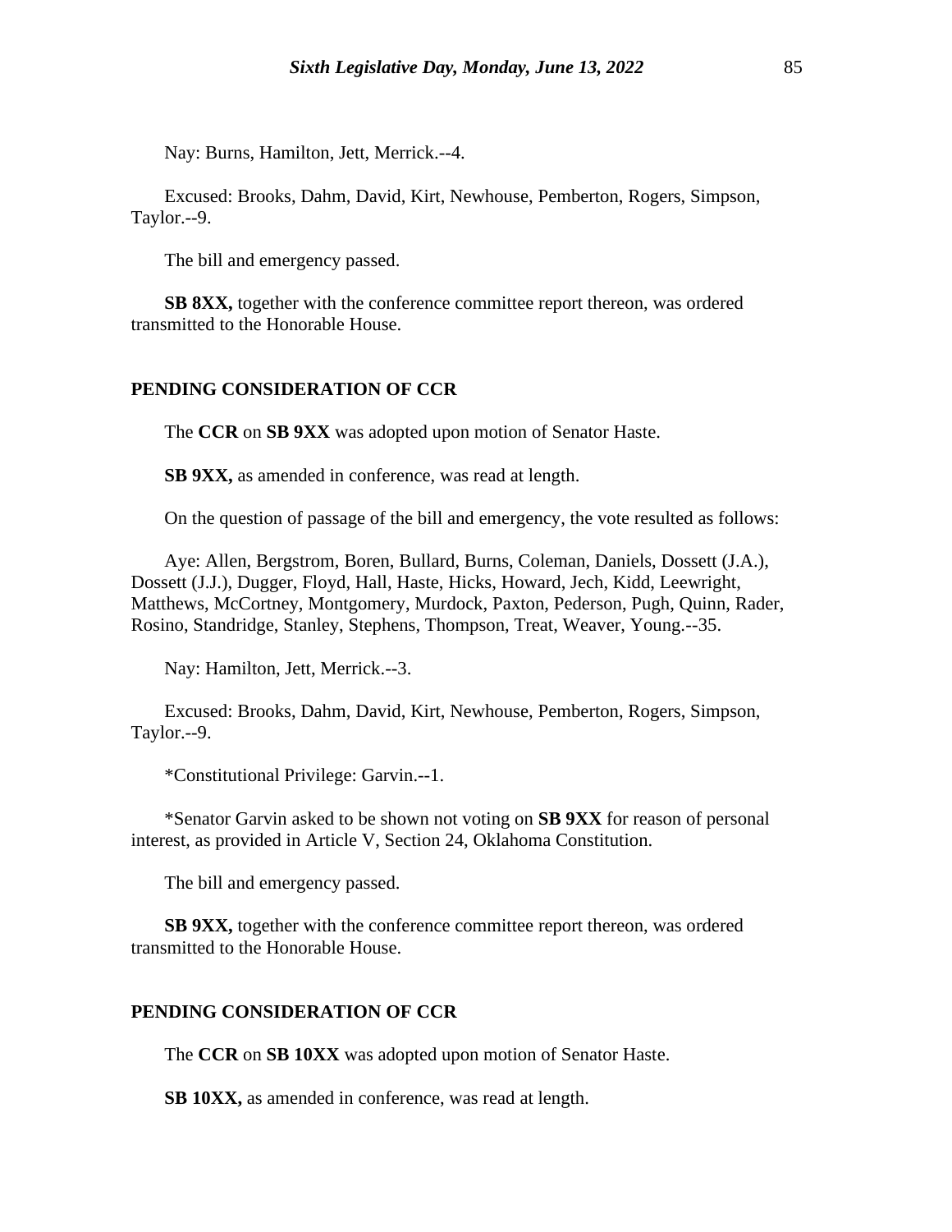Nay: Burns, Hamilton, Jett, Merrick.--4.

Excused: Brooks, Dahm, David, Kirt, Newhouse, Pemberton, Rogers, Simpson, Taylor.--9.

The bill and emergency passed.

**SB 8XX,** together with the conference committee report thereon, was ordered transmitted to the Honorable House.

## PENDING CONSIDERATION OF CCR

The **CCR** on **SB 9XX** was adopted upon motion of Senator Haste.

**SB 9XX,** as amended in conference, was read at length.

On the question of passage of the bill and emergency, the vote resulted as follows:

Aye: Allen, Bergstrom, Boren, Bullard, Burns, Coleman, Daniels, Dossett (J.A.), Dossett (J.J.), Dugger, Floyd, Hall, Haste, Hicks, Howard, Jech, Kidd, Leewright, Matthews, McCortney, Montgomery, Murdock, Paxton, Pederson, Pugh, Quinn, Rader, Rosino, Standridge, Stanley, Stephens, Thompson, Treat, Weaver, Young.--35.

Nay: Hamilton, Jett, Merrick.--3.

Excused: Brooks, Dahm, David, Kirt, Newhouse, Pemberton, Rogers, Simpson, Taylor.--9.

*Constitutional Privilege: Garvin.--1.

*Senator Garvin asked to be shown not voting on **SB 9XX** for reason of personal interest, as provided in Article V, Section 24, Oklahoma Constitution.

The bill and emergency passed.

**SB 9XX,** together with the conference committee report thereon, was ordered transmitted to the Honorable House.

## PENDING CONSIDERATION OF CCR

The **CCR** on **SB 10XX** was adopted upon motion of Senator Haste.

**SB 10XX,** as amended in conference, was read at length.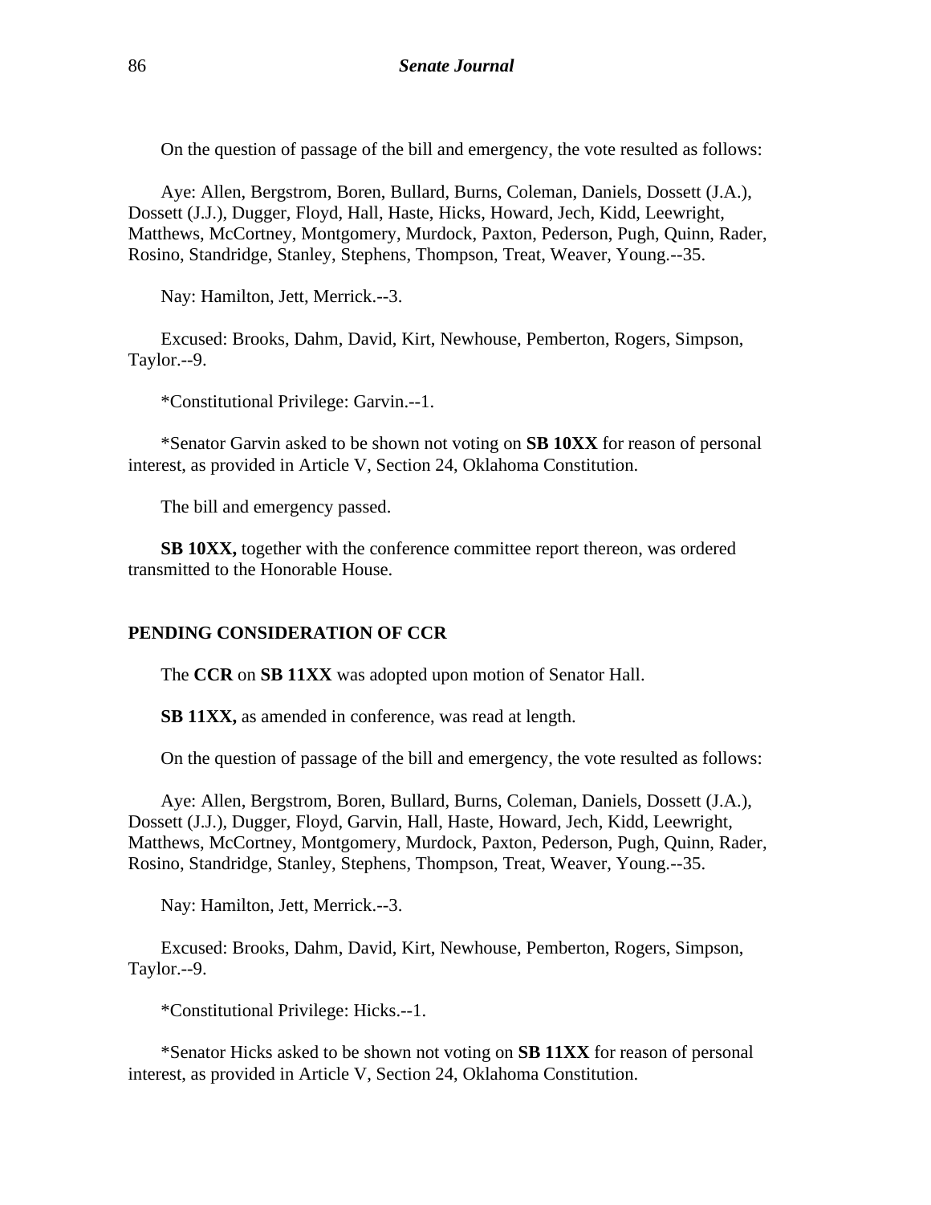On the question of passage of the bill and emergency, the vote resulted as follows:

Aye: Allen, Bergstrom, Boren, Bullard, Burns, Coleman, Daniels, Dossett (J.A.), Dossett (J.J.), Dugger, Floyd, Hall, Haste, Hicks, Howard, Jech, Kidd, Leewright, Matthews, McCortney, Montgomery, Murdock, Paxton, Pederson, Pugh, Quinn, Rader, Rosino, Standridge, Stanley, Stephens, Thompson, Treat, Weaver, Young.--35.

Nay: Hamilton, Jett, Merrick.--3.

Excused: Brooks, Dahm, David, Kirt, Newhouse, Pemberton, Rogers, Simpson, Taylor.--9.

*Constitutional Privilege: Garvin.--1.

*Senator Garvin asked to be shown not voting on **SB 10XX** for reason of personal interest, as provided in Article V, Section 24, Oklahoma Constitution.

The bill and emergency passed.

**SB 10XX,** together with the conference committee report thereon, was ordered transmitted to the Honorable House.

## PENDING CONSIDERATION OF CCR

The **CCR** on **SB 11XX** was adopted upon motion of Senator Hall.

**SB 11XX,** as amended in conference, was read at length.

On the question of passage of the bill and emergency, the vote resulted as follows:

Aye: Allen, Bergstrom, Boren, Bullard, Burns, Coleman, Daniels, Dossett (J.A.), Dossett (J.J.), Dugger, Floyd, Garvin, Hall, Haste, Howard, Jech, Kidd, Leewright, Matthews, McCortney, Montgomery, Murdock, Paxton, Pederson, Pugh, Quinn, Rader, Rosino, Standridge, Stanley, Stephens, Thompson, Treat, Weaver, Young.--35.

Nay: Hamilton, Jett, Merrick.--3.

Excused: Brooks, Dahm, David, Kirt, Newhouse, Pemberton, Rogers, Simpson, Taylor.--9.

*Constitutional Privilege: Hicks.--1.

*Senator Hicks asked to be shown not voting on **SB 11XX** for reason of personal interest, as provided in Article V, Section 24, Oklahoma Constitution.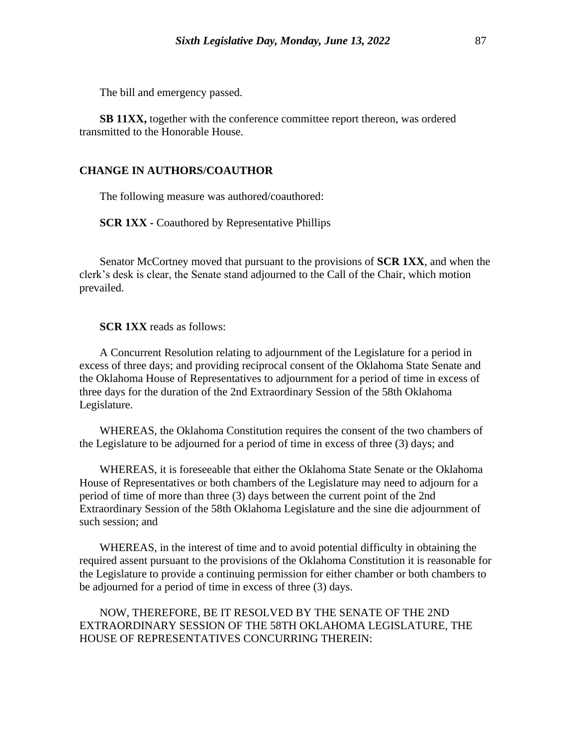The bill and emergency passed.

**SB 11XX,** together with the conference committee report thereon, was ordered transmitted to the Honorable House.

**CHANGE IN AUTHORS/COAUTHOR**

The following measure was authored/coauthored:

**SCR 1XX -** Coauthored by Representative Phillips

Senator McCortney moved that pursuant to the provisions of **SCR 1XX**, and when the clerk's desk is clear, the Senate stand adjourned to the Call of the Chair, which motion prevailed.

**SCR 1XX** reads as follows:

A Concurrent Resolution relating to adjournment of the Legislature for a period in excess of three days; and providing reciprocal consent of the Oklahoma State Senate and the Oklahoma House of Representatives to adjournment for a period of time in excess of three days for the duration of the 2nd Extraordinary Session of the 58th Oklahoma Legislature.

WHEREAS, the Oklahoma Constitution requires the consent of the two chambers of the Legislature to be adjourned for a period of time in excess of three (3) days; and

WHEREAS, it is foreseeable that either the Oklahoma State Senate or the Oklahoma House of Representatives or both chambers of the Legislature may need to adjourn for a period of time of more than three (3) days between the current point of the 2nd Extraordinary Session of the 58th Oklahoma Legislature and the sine die adjournment of such session; and

WHEREAS, in the interest of time and to avoid potential difficulty in obtaining the required assent pursuant to the provisions of the Oklahoma Constitution it is reasonable for the Legislature to provide a continuing permission for either chamber or both chambers to be adjourned for a period of time in excess of three (3) days.

NOW, THEREFORE, BE IT RESOLVED BY THE SENATE OF THE 2ND EXTRAORDINARY SESSION OF THE 58TH OKLAHOMA LEGISLATURE, THE HOUSE OF REPRESENTATIVES CONCURRING THEREIN: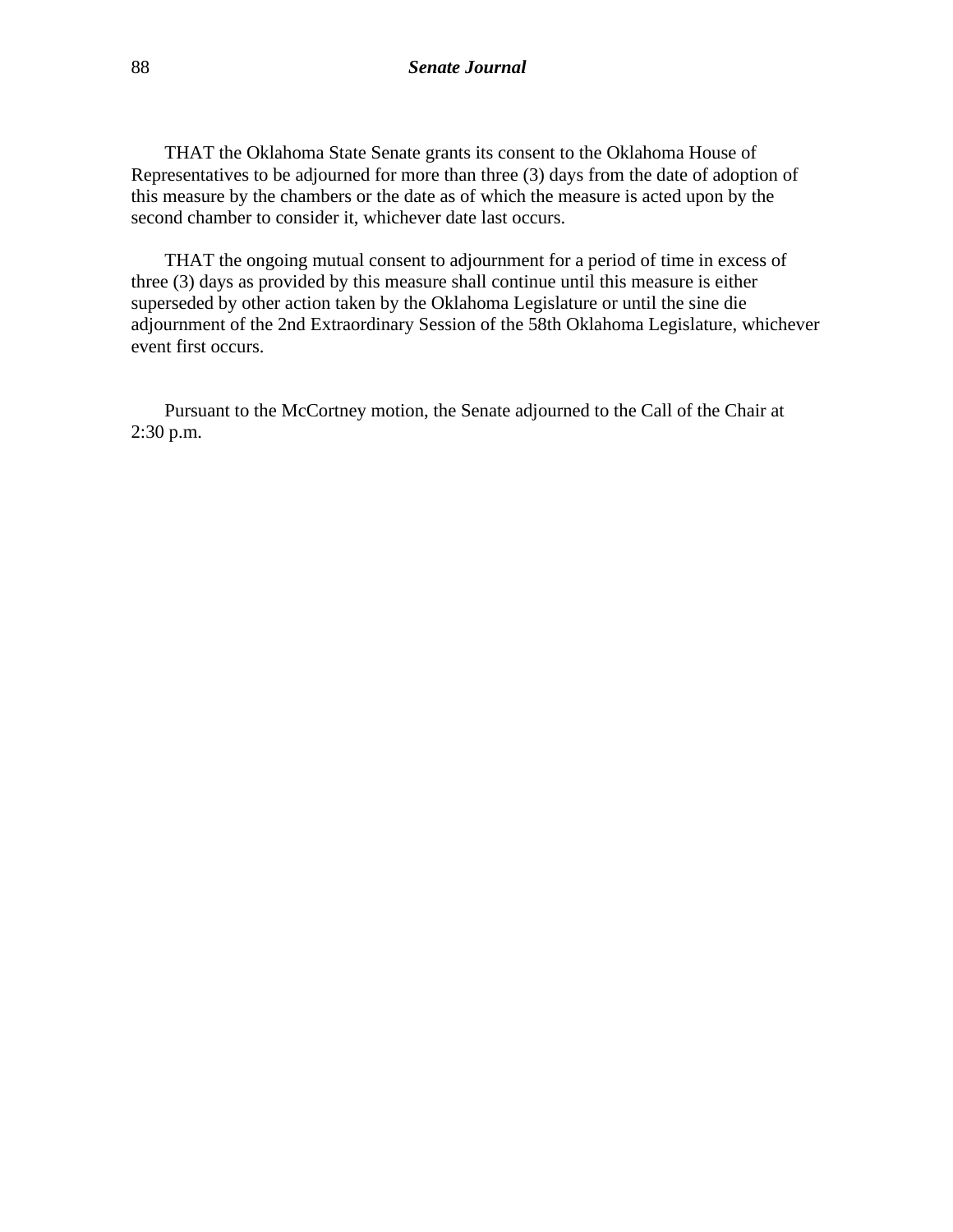THAT the Oklahoma State Senate grants its consent to the Oklahoma House of Representatives to be adjourned for more than three (3) days from the date of adoption of this measure by the chambers or the date as of which the measure is acted upon by the second chamber to consider it, whichever date last occurs.

THAT the ongoing mutual consent to adjournment for a period of time in excess of three (3) days as provided by this measure shall continue until this measure is either superseded by other action taken by the Oklahoma Legislature or until the sine die adjournment of the 2nd Extraordinary Session of the 58th Oklahoma Legislature, whichever event first occurs.

Pursuant to the McCortney motion, the Senate adjourned to the Call of the Chair at 2:30 p.m.